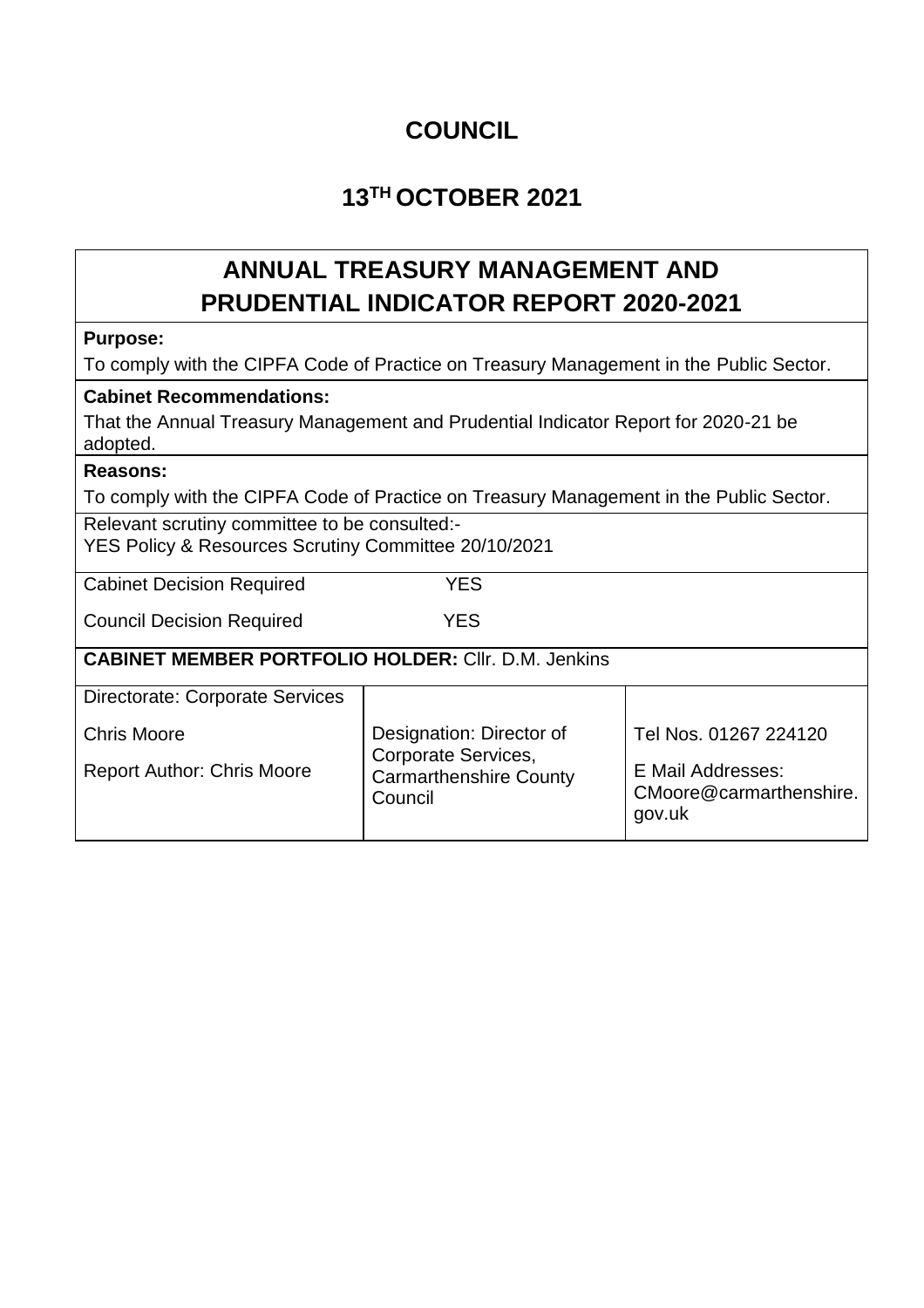# COUNCIL

## 13TH OCTOBER 2021

## ANNUAL TREASURY MANAGEMENT AND PRUDENTIAL INDICATOR REPORT 2020-2021

**Purpose:**

To comply with the CIPFA Code of Practice on Treasury Management in the Public Sector.

**Cabinet Recommendations:**

That the Annual Treasury Management and Prudential Indicator Report for 2020-21 be adopted.

**Reasons:**

To comply with the CIPFA Code of Practice on Treasury Management in the Public Sector.

Relevant scrutiny committee to be consulted:-
YES Policy & Resources Scrutiny Committee 20/10/2021

Cabinet Decision Required YES

Council Decision Required YES

**CABINET MEMBER PORTFOLIO HOLDER:** Cllr. D.M. Jenkins

| Directorate: Corporate Services<br><br>Chris Moore<br><br>Report Author: Chris Moore | Designation: Director of Corporate Services, Carmarthenshire County Council | Tel Nos. 01267 224120<br><br>E Mail Addresses: CMoore@carmarthenshire.gov.uk |
|---|---|---|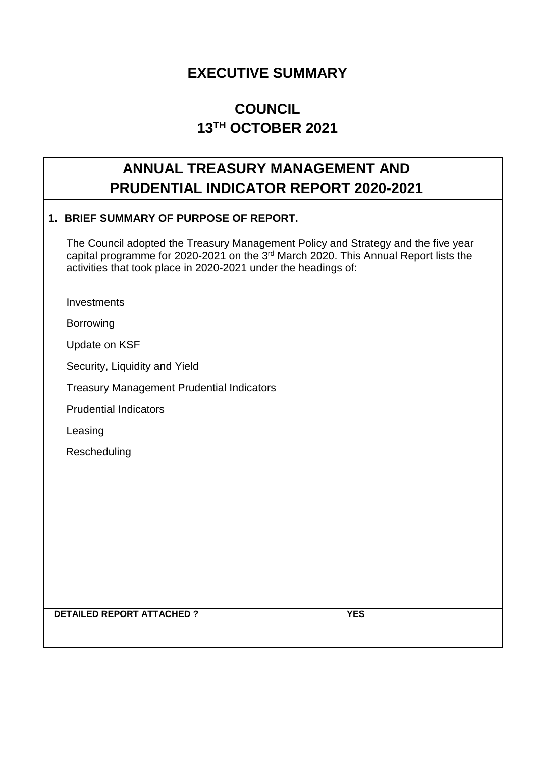# EXECUTIVE SUMMARY

## COUNCIL
## 13TH OCTOBER 2021

## ANNUAL TREASURY MANAGEMENT AND PRUDENTIAL INDICATOR REPORT 2020-2021

**1. BRIEF SUMMARY OF PURPOSE OF REPORT.**

The Council adopted the Treasury Management Policy and Strategy and the five year capital programme for 2020-2021 on the 3rd March 2020. This Annual Report lists the activities that took place in 2020-2021 under the headings of:

Investments

Borrowing

Update on KSF

Security, Liquidity and Yield

Treasury Management Prudential Indicators

Prudential Indicators

Leasing

Rescheduling

| DETAILED REPORT ATTACHED ? | YES |
|---|---|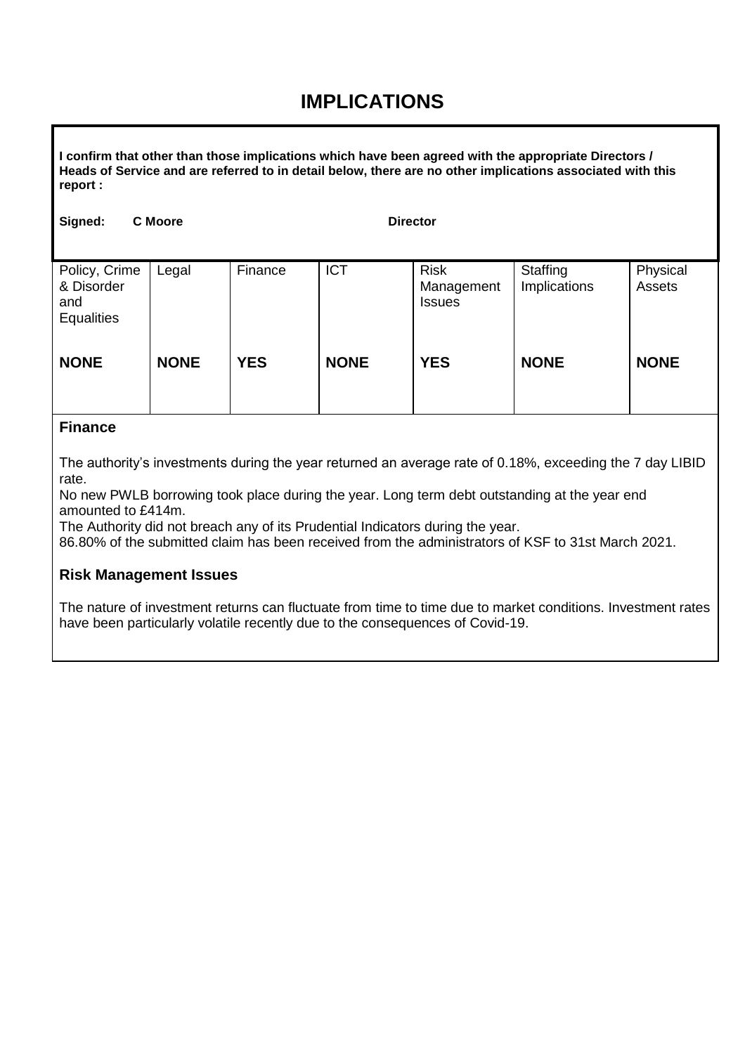# IMPLICATIONS

**I confirm that other than those implications which have been agreed with the appropriate Directors / Heads of Service and are referred to in detail below, there are no other implications associated with this report :**

**Signed: C Moore Director**

| Policy, Crime & Disorder and Equalities | Legal | Finance | ICT | Risk Management Issues | Staffing Implications | Physical Assets |
|---|---|---|---|---|---|---|
| **NONE** | **NONE** | **YES** | **NONE** | **YES** | **NONE** | **NONE** |

### Finance

The authority's investments during the year returned an average rate of 0.18%, exceeding the 7 day LIBID rate.

No new PWLB borrowing took place during the year. Long term debt outstanding at the year end amounted to £414m.

The Authority did not breach any of its Prudential Indicators during the year.

86.80% of the submitted claim has been received from the administrators of KSF to 31st March 2021.

### Risk Management Issues

The nature of investment returns can fluctuate from time to time due to market conditions. Investment rates have been particularly volatile recently due to the consequences of Covid-19.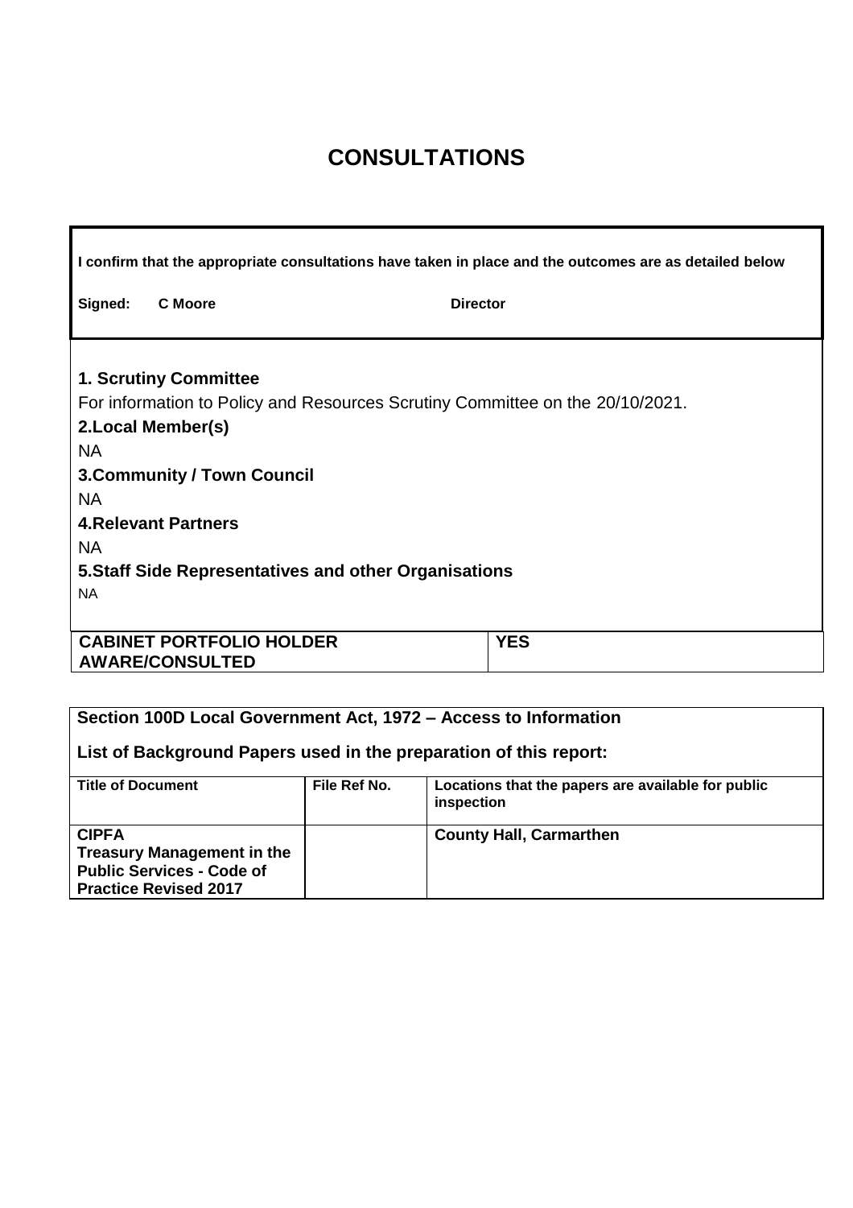# CONSULTATIONS

**I confirm that the appropriate consultations have taken in place and the outcomes are as detailed below**

**Signed: C Moore Director**

**1. Scrutiny Committee**

For information to Policy and Resources Scrutiny Committee on the 20/10/2021.

**2.Local Member(s)**

NA

**3.Community / Town Council**

NA

**4.Relevant Partners**

NA

**5.Staff Side Representatives and other Organisations**

NA

| | |
|---|---|
| **CABINET PORTFOLIO HOLDER AWARE/CONSULTED** | **YES** |

**Section 100D Local Government Act, 1972 – Access to Information**

**List of Background Papers used in the preparation of this report:**

| Title of Document | File Ref No. | Locations that the papers are available for public inspection |
|---|---|---|
| **CIPFA Treasury Management in the Public Services - Code of Practice Revised 2017** | | **County Hall, Carmarthen** |